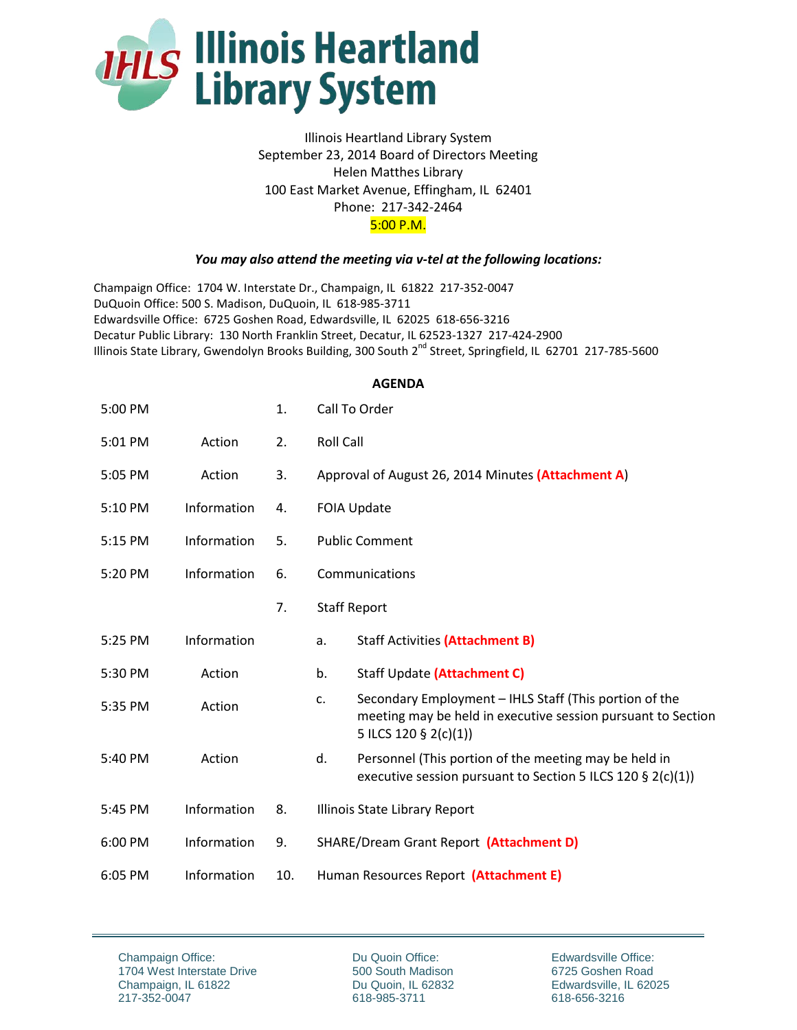# Illinois Heartland Library System

Illinois Heartland Library System
September 23, 2014 Board of Directors Meeting
Helen Matthes Library
100 East Market Avenue, Effingham, IL 62401
Phone: 217-342-2464
5:00 P.M.

***You may also attend the meeting via v-tel at the following locations:***

Champaign Office: 1704 W. Interstate Dr., Champaign, IL 61822 217-352-0047
DuQuoin Office: 500 S. Madison, DuQuoin, IL 618-985-3711
Edwardsville Office: 6725 Goshen Road, Edwardsville, IL 62025 618-656-3216
Decatur Public Library: 130 North Franklin Street, Decatur, IL 62523-1327 217-424-2900
Illinois State Library, Gwendolyn Brooks Building, 300 South 2nd Street, Springfield, IL 62701 217-785-5600

## AGENDA

| Time | Type | No. | Item |
|---|---|---|---|
| 5:00 PM | | 1. | Call To Order |
| 5:01 PM | Action | 2. | Roll Call |
| 5:05 PM | Action | 3. | Approval of August 26, 2014 Minutes **(Attachment A)** |
| 5:10 PM | Information | 4. | FOIA Update |
| 5:15 PM | Information | 5. | Public Comment |
| 5:20 PM | Information | 6. | Communications |
| | | 7. | Staff Report |
| 5:25 PM | Information | a. | Staff Activities **(Attachment B)** |
| 5:30 PM | Action | b. | Staff Update **(Attachment C)** |
| 5:35 PM | Action | c. | Secondary Employment – IHLS Staff (This portion of the meeting may be held in executive session pursuant to Section 5 ILCS 120 § 2(c)(1)) |
| 5:40 PM | Action | d. | Personnel (This portion of the meeting may be held in executive session pursuant to Section 5 ILCS 120 § 2(c)(1)) |
| 5:45 PM | Information | 8. | Illinois State Library Report |
| 6:00 PM | Information | 9. | SHARE/Dream Grant Report **(Attachment D)** |
| 6:05 PM | Information | 10. | Human Resources Report **(Attachment E)** |

Champaign Office:
1704 West Interstate Drive
Champaign, IL 61822
217-352-0047

Du Quoin Office:
500 South Madison
Du Quoin, IL 62832
618-985-3711

Edwardsville Office:
6725 Goshen Road
Edwardsville, IL 62025
618-656-3216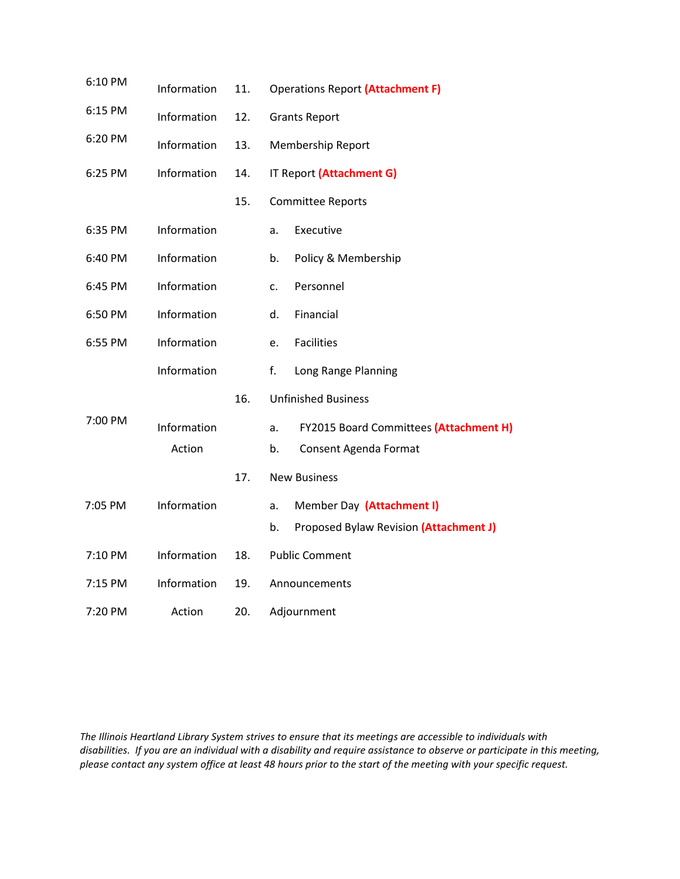| | | | |
|---|---|---|---|
| 6:10 PM | Information | 11. | Operations Report **(Attachment F)** |
| 6:15 PM | Information | 12. | Grants Report |
| 6:20 PM | Information | 13. | Membership Report |
| 6:25 PM | Information | 14. | IT Report **(Attachment G)** |
| | | 15. | Committee Reports |
| 6:35 PM | Information | | a. Executive |
| 6:40 PM | Information | | b. Policy & Membership |
| 6:45 PM | Information | | c. Personnel |
| 6:50 PM | Information | | d. Financial |
| 6:55 PM | Information | | e. Facilities |
| | Information | | f. Long Range Planning |
| | | 16. | Unfinished Business |
| 7:00 PM | Information | | a. FY2015 Board Committees **(Attachment H)** |
| | Action | | b. Consent Agenda Format |
| | | 17. | New Business |
| 7:05 PM | Information | | a. Member Day **(Attachment I)** |
| | | | b. Proposed Bylaw Revision **(Attachment J)** |
| 7:10 PM | Information | 18. | Public Comment |
| 7:15 PM | Information | 19. | Announcements |
| 7:20 PM | Action | 20. | Adjournment |

*The Illinois Heartland Library System strives to ensure that its meetings are accessible to individuals with disabilities. If you are an individual with a disability and require assistance to observe or participate in this meeting, please contact any system office at least 48 hours prior to the start of the meeting with your specific request.*